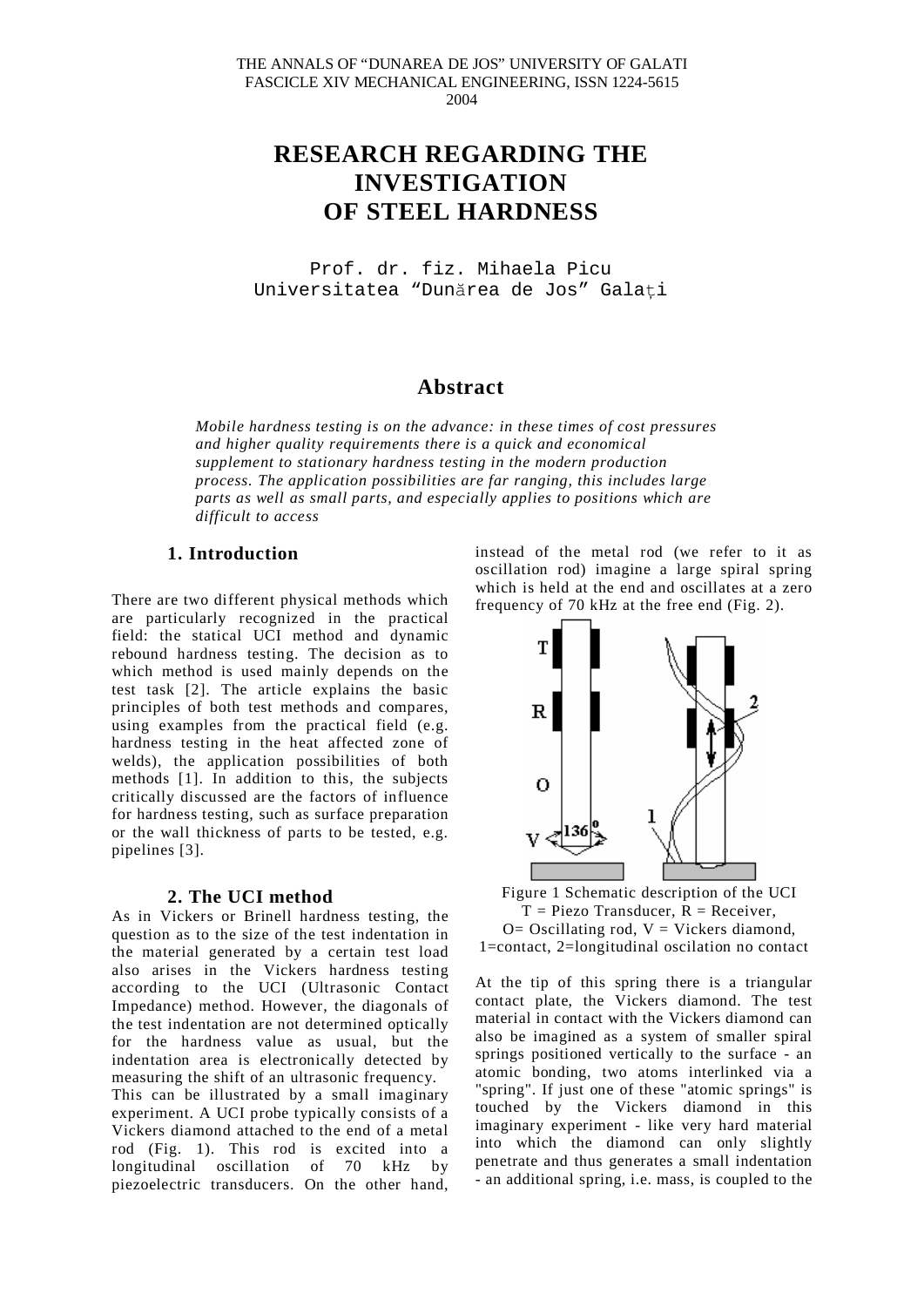# RESEARCH REGARDING THE INVESTIGATION OF STEEL HARDNESS

Prof. dr. fiz. Mihaela Picu
Universitatea "Dunărea de Jos" Galaţi

## Abstract

*Mobile hardness testing is on the advance: in these times of cost pressures and higher quality requirements there is a quick and economical supplement to stationary hardness testing in the modern production process. The application possibilities are far ranging, this includes large parts as well as small parts, and especially applies to positions which are difficult to access*

## 1. Introduction

There are two different physical methods which are particularly recognized in the practical field: the statical UCI method and dynamic rebound hardness testing. The decision as to which method is used mainly depends on the test task [2]. The article explains the basic principles of both test methods and compares, using examples from the practical field (e.g. hardness testing in the heat affected zone of welds), the application possibilities of both methods [1]. In addition to this, the subjects critically discussed are the factors of influence for hardness testing, such as surface preparation or the wall thickness of parts to be tested, e.g. pipelines [3].

## 2. The UCI method

As in Vickers or Brinell hardness testing, the question as to the size of the test indentation in the material generated by a certain test load also arises in the Vickers hardness testing according to the UCI (Ultrasonic Contact Impedance) method. However, the diagonals of the test indentation are not determined optically for the hardness value as usual, but the indentation area is electronically detected by measuring the shift of an ultrasonic frequency.

This can be illustrated by a small imaginary experiment. A UCI probe typically consists of a Vickers diamond attached to the end of a metal rod (Fig. 1). This rod is excited into a longitudinal oscillation of 70 kHz by piezoelectric transducers. On the other hand, instead of the metal rod (we refer to it as oscillation rod) imagine a large spiral spring which is held at the end and oscillates at a zero frequency of 70 kHz at the free end (Fig. 2).

Figure 1 Schematic description of the UCI
T = Piezo Transducer, R = Receiver,
O= Oscillating rod, V = Vickers diamond,
1=contact, 2=longitudinal oscilation no contact

At the tip of this spring there is a triangular contact plate, the Vickers diamond. The test material in contact with the Vickers diamond can also be imagined as a system of smaller spiral springs positioned vertically to the surface - an atomic bonding, two atoms interlinked via a "spring". If just one of these "atomic springs" is touched by the Vickers diamond in this imaginary experiment - like very hard material into which the diamond can only slightly penetrate and thus generates a small indentation - an additional spring, i.e. mass, is coupled to the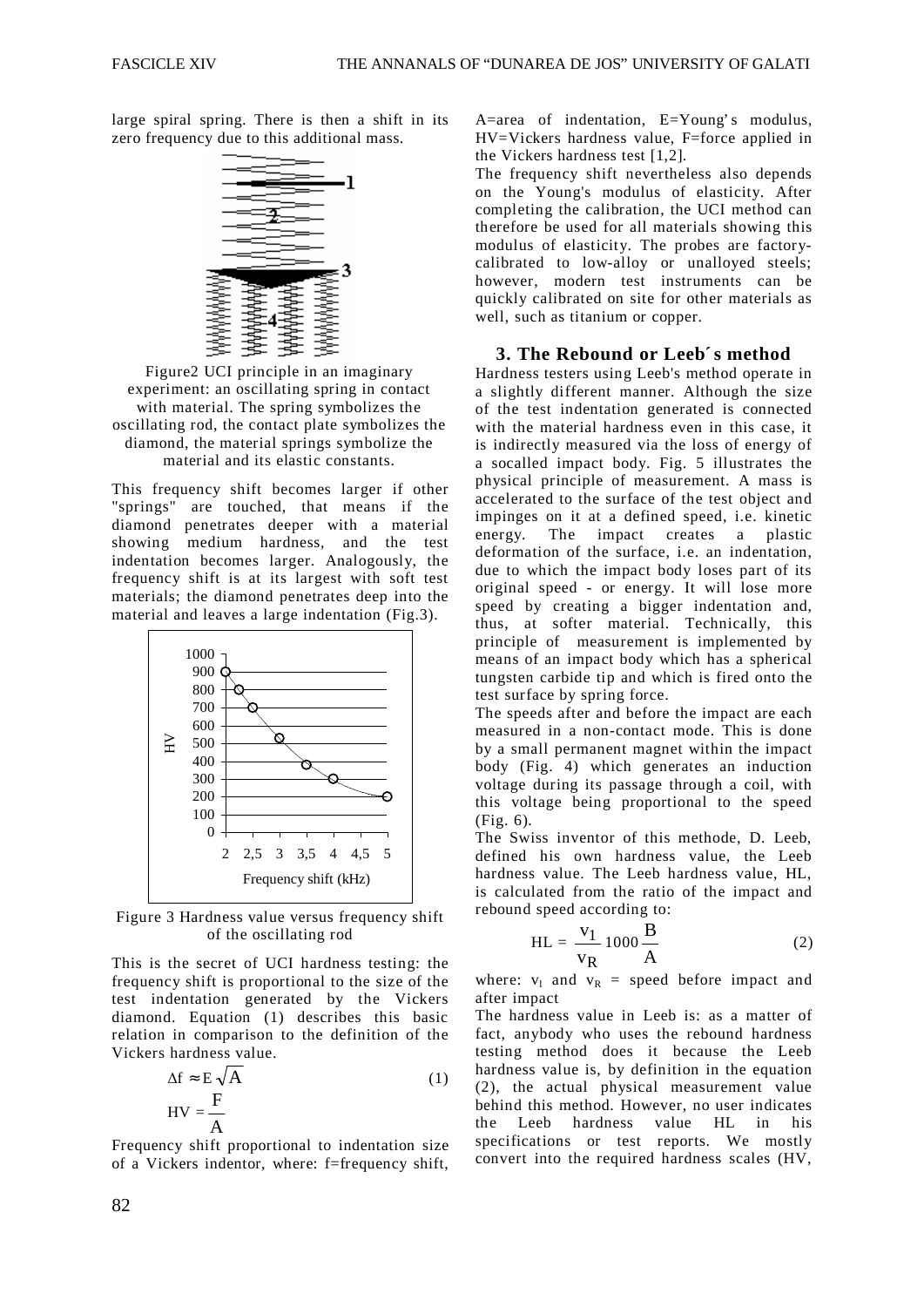large spiral spring. There is then a shift in its zero frequency due to this additional mass.

Figure2 UCI principle in an imaginary experiment: an oscillating spring in contact with material. The spring symbolizes the oscillating rod, the contact plate symbolizes the diamond, the material springs symbolize the material and its elastic constants.

This frequency shift becomes larger if other "springs" are touched, that means if the diamond penetrates deeper with a material showing medium hardness, and the test indentation becomes larger. Analogously, the frequency shift is at its largest with soft test materials; the diamond penetrates deep into the material and leaves a large indentation (Fig.3).

Figure 3 Hardness value versus frequency shift of the oscillating rod

This is the secret of UCI hardness testing: the frequency shift is proportional to the size of the test indentation generated by the Vickers diamond. Equation (1) describes this basic relation in comparison to the definition of the Vickers hardness value.

$$\Delta f \approx E\sqrt{A} \qquad (1)$$

$$HV = \frac{F}{A}$$

Frequency shift proportional to indentation size of a Vickers indentor, where: f=frequency shift, A=area of indentation, E=Young's modulus, HV=Vickers hardness value, F=force applied in the Vickers hardness test [1,2].

The frequency shift nevertheless also depends on the Young's modulus of elasticity. After completing the calibration, the UCI method can therefore be used for all materials showing this modulus of elasticity. The probes are factory-calibrated to low-alloy or unalloyed steels; however, modern test instruments can be quickly calibrated on site for other materials as well, such as titanium or copper.

## 3. The Rebound or Leeb´s method

Hardness testers using Leeb's method operate in a slightly different manner. Although the size of the test indentation generated is connected with the material hardness even in this case, it is indirectly measured via the loss of energy of a socalled impact body. Fig. 5 illustrates the physical principle of measurement. A mass is accelerated to the surface of the test object and impinges on it at a defined speed, i.e. kinetic energy. The impact creates a plastic deformation of the surface, i.e. an indentation, due to which the impact body loses part of its original speed - or energy. It will lose more speed by creating a bigger indentation and, thus, at softer material. Technically, this principle of measurement is implemented by means of an impact body which has a spherical tungsten carbide tip and which is fired onto the test surface by spring force.

The speeds after and before the impact are each measured in a non-contact mode. This is done by a small permanent magnet within the impact body (Fig. 4) which generates an induction voltage during its passage through a coil, with this voltage being proportional to the speed (Fig. 6).

The Swiss inventor of this methode, D. Leeb, defined his own hardness value, the Leeb hardness value. The Leeb hardness value, HL, is calculated from the ratio of the impact and rebound speed according to:

$$HL = \frac{v_1}{v_R} 1000 \frac{B}{A} \qquad (2)$$

where: $v_l$ and $v_R$ = speed before impact and after impact

The hardness value in Leeb is: as a matter of fact, anybody who uses the rebound hardness testing method does it because the Leeb hardness value is, by definition in the equation (2), the actual physical measurement value behind this method. However, no user indicates the Leeb hardness value HL in his specifications or test reports. We mostly convert into the required hardness scales (HV,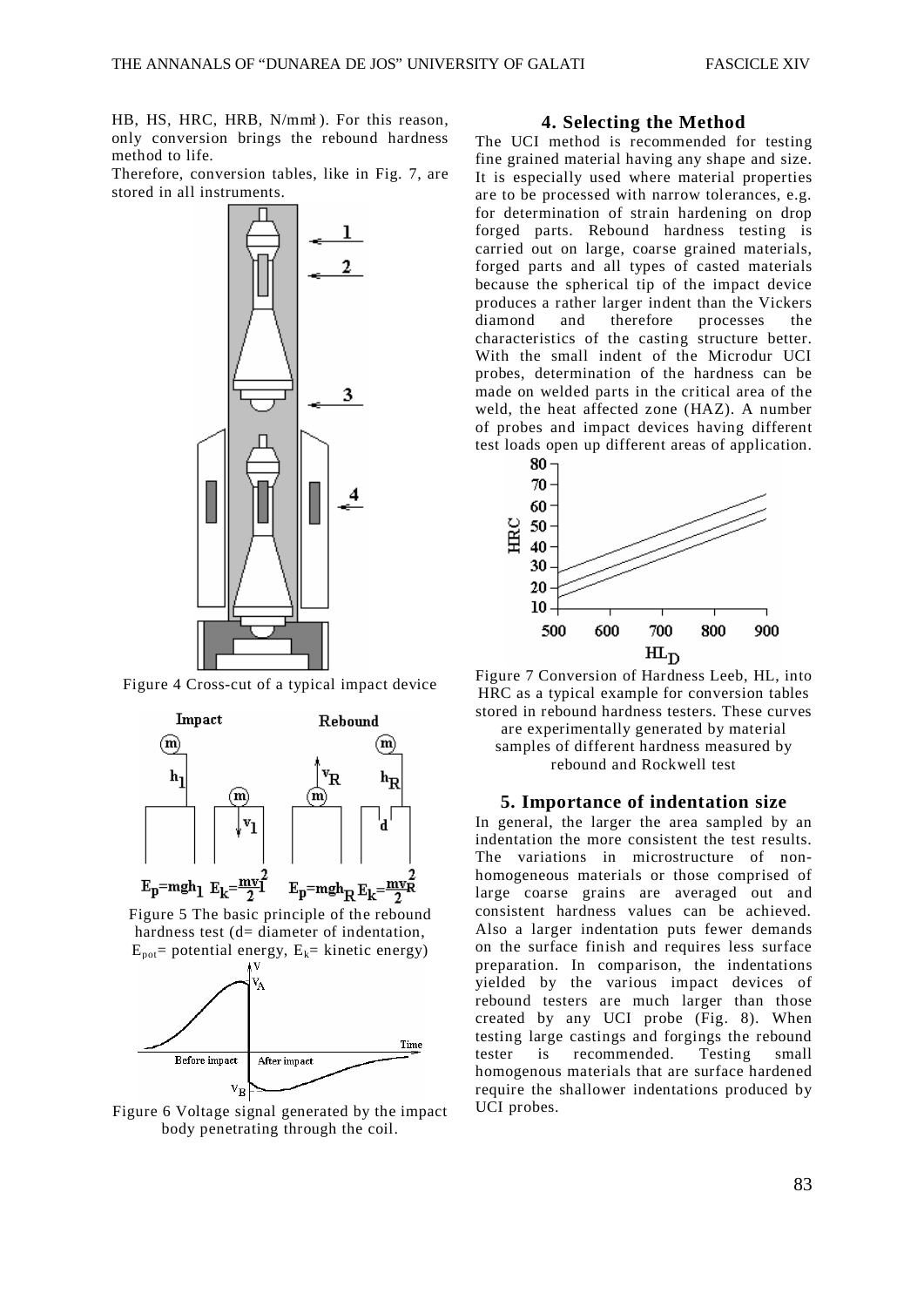HB, HS, HRC, HRB, N/mm²). For this reason, only conversion brings the rebound hardness method to life.

Therefore, conversion tables, like in Fig. 7, are stored in all instruments.

Figure 4 Cross-cut of a typical impact device

$E_p = mgh_1$ $E_k = \frac{mv_1^2}{2}$ $E_p = mgh_R$ $E_k = \frac{mv_R^2}{2}$

Figure 5 The basic principle of the rebound hardness test (d= diameter of indentation, $E_{pot}$= potential energy, $E_k$= kinetic energy)

Figure 6 Voltage signal generated by the impact body penetrating through the coil.

## 4. Selecting the Method

The UCI method is recommended for testing fine grained material having any shape and size. It is especially used where material properties are to be processed with narrow tolerances, e.g. for determination of strain hardening on drop forged parts. Rebound hardness testing is carried out on large, coarse grained materials, forged parts and all types of casted materials because the spherical tip of the impact device produces a rather larger indent than the Vickers diamond and therefore processes the characteristics of the casting structure better. With the small indent of the Microdur UCI probes, determination of the hardness can be made on welded parts in the critical area of the weld, the heat affected zone (HAZ). A number of probes and impact devices having different test loads open up different areas of application.

Figure 7 Conversion of Hardness Leeb, HL, into HRC as a typical example for conversion tables stored in rebound hardness testers. These curves are experimentally generated by material samples of different hardness measured by rebound and Rockwell test

## 5. Importance of indentation size

In general, the larger the area sampled by an indentation the more consistent the test results. The variations in microstructure of non-homogeneous materials or those comprised of large coarse grains are averaged out and consistent hardness values can be achieved. Also a larger indentation puts fewer demands on the surface finish and requires less surface preparation. In comparison, the indentations yielded by the various impact devices of rebound testers are much larger than those created by any UCI probe (Fig. 8). When testing large castings and forgings the rebound tester is recommended. Testing small homogenous materials that are surface hardened require the shallower indentations produced by UCI probes.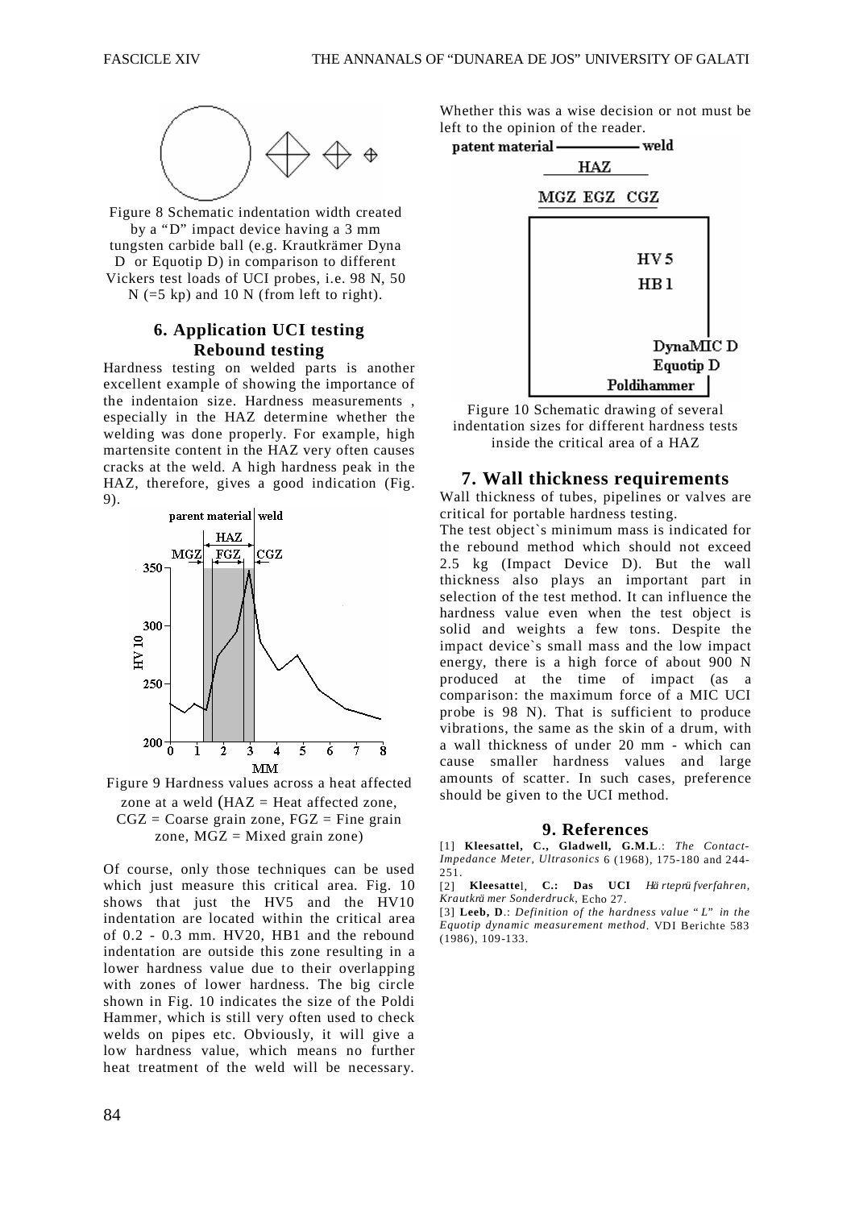Figure 8 Schematic indentation width created by a "D" impact device having a 3 mm tungsten carbide ball (e.g. Krautkrämer Dyna D or Equotip D) in comparison to different Vickers test loads of UCI probes, i.e. 98 N, 50 N (=5 kp) and 10 N (from left to right).

## 6. Application UCI testing Rebound testing

Hardness testing on welded parts is another excellent example of showing the importance of the indentaion size. Hardness measurements , especially in the HAZ determine whether the welding was done properly. For example, high martensite content in the HAZ very often causes cracks at the weld. A high hardness peak in the HAZ, therefore, gives a good indication (Fig. 9).

parent material | weld
HAZ
MGZ FGZ CGZ
HV 10
350
300
250
200
0 1 2 3 4 5 6 7 8
MM

Figure 9 Hardness values across a heat affected zone at a weld (HAZ = Heat affected zone, CGZ = Coarse grain zone, FGZ = Fine grain zone, MGZ = Mixed grain zone)

Of course, only those techniques can be used which just measure this critical area. Fig. 10 shows that just the HV5 and the HV10 indentation are located within the critical area of 0.2 - 0.3 mm. HV20, HB1 and the rebound indentation are outside this zone resulting in a lower hardness value due to their overlapping with zones of lower hardness. The big circle shown in Fig. 10 indicates the size of the Poldi Hammer, which is still very often used to check welds on pipes etc. Obviously, it will give a low hardness value, which means no further heat treatment of the weld will be necessary. Whether this was a wise decision or not must be left to the opinion of the reader.

patent material —— weld
HAZ
MGZ EGZ CGZ
HV5
HB1
DynaMIC D
Equotip D
Poldihammer

Figure 10 Schematic drawing of several indentation sizes for different hardness tests inside the critical area of a HAZ

## 7. Wall thickness requirements

Wall thickness of tubes, pipelines or valves are critical for portable hardness testing.

The test object`s minimum mass is indicated for the rebound method which should not exceed 2.5 kg (Impact Device D). But the wall thickness also plays an important part in selection of the test method. It can influence the hardness value even when the test object is solid and weights a few tons. Despite the impact device`s small mass and the low impact energy, there is a high force of about 900 N produced at the time of impact (as a comparison: the maximum force of a MIC UCI probe is 98 N). That is sufficient to produce vibrations, the same as the skin of a drum, with a wall thickness of under 20 mm - which can cause smaller hardness values and large amounts of scatter. In such cases, preference should be given to the UCI method.

## 9. References

[1] **Kleesattel, C., Gladwell, G.M.L**.: *The Contact-Impedance Meter, Ultrasonics* 6 (1968), 175-180 and 244-251.

[2] **Kleesattel, C.: Das UCI** *Härteprüfverfahren, Krautkrämer Sonderdruck*, Echo 27.

[3] **Leeb, D**.: *Definition of the hardness value "L" in the Equotip dynamic measurement method*. VDI Berichte 583 (1986), 109-133.